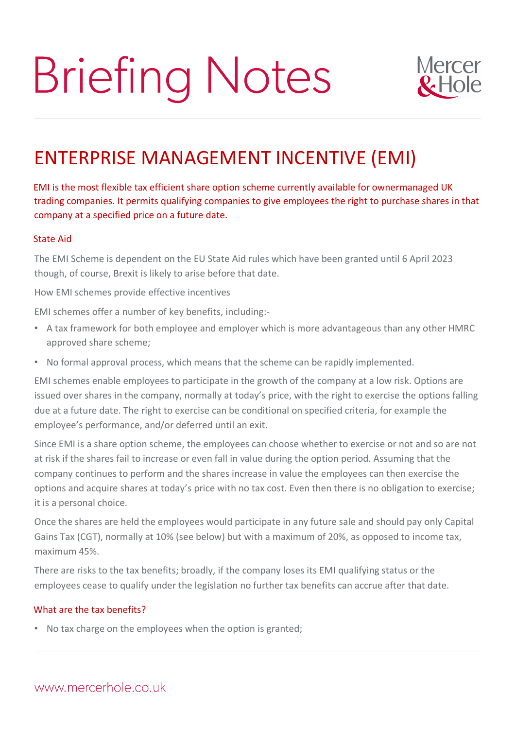# Briefing Notes

## ENTERPRISE MANAGEMENT INCENTIVE (EMI)

EMI is the most flexible tax efficient share option scheme currently available for ownermanaged UK trading companies. It permits qualifying companies to give employees the right to purchase shares in that company at a specified price on a future date.

### State Aid

The EMI Scheme is dependent on the EU State Aid rules which have been granted until 6 April 2023 though, of course, Brexit is likely to arise before that date.

How EMI schemes provide effective incentives

EMI schemes offer a number of key benefits, including:-

- A tax framework for both employee and employer which is more advantageous than any other HMRC approved share scheme;
- No formal approval process, which means that the scheme can be rapidly implemented.

EMI schemes enable employees to participate in the growth of the company at a low risk. Options are issued over shares in the company, normally at today's price, with the right to exercise the options falling due at a future date. The right to exercise can be conditional on specified criteria, for example the employee's performance, and/or deferred until an exit.

Since EMI is a share option scheme, the employees can choose whether to exercise or not and so are not at risk if the shares fail to increase or even fall in value during the option period. Assuming that the company continues to perform and the shares increase in value the employees can then exercise the options and acquire shares at today's price with no tax cost. Even then there is no obligation to exercise; it is a personal choice.

Once the shares are held the employees would participate in any future sale and should pay only Capital Gains Tax (CGT), normally at 10% (see below) but with a maximum of 20%, as opposed to income tax, maximum 45%.

There are risks to the tax benefits; broadly, if the company loses its EMI qualifying status or the employees cease to qualify under the legislation no further tax benefits can accrue after that date.

### What are the tax benefits?

- No tax charge on the employees when the option is granted;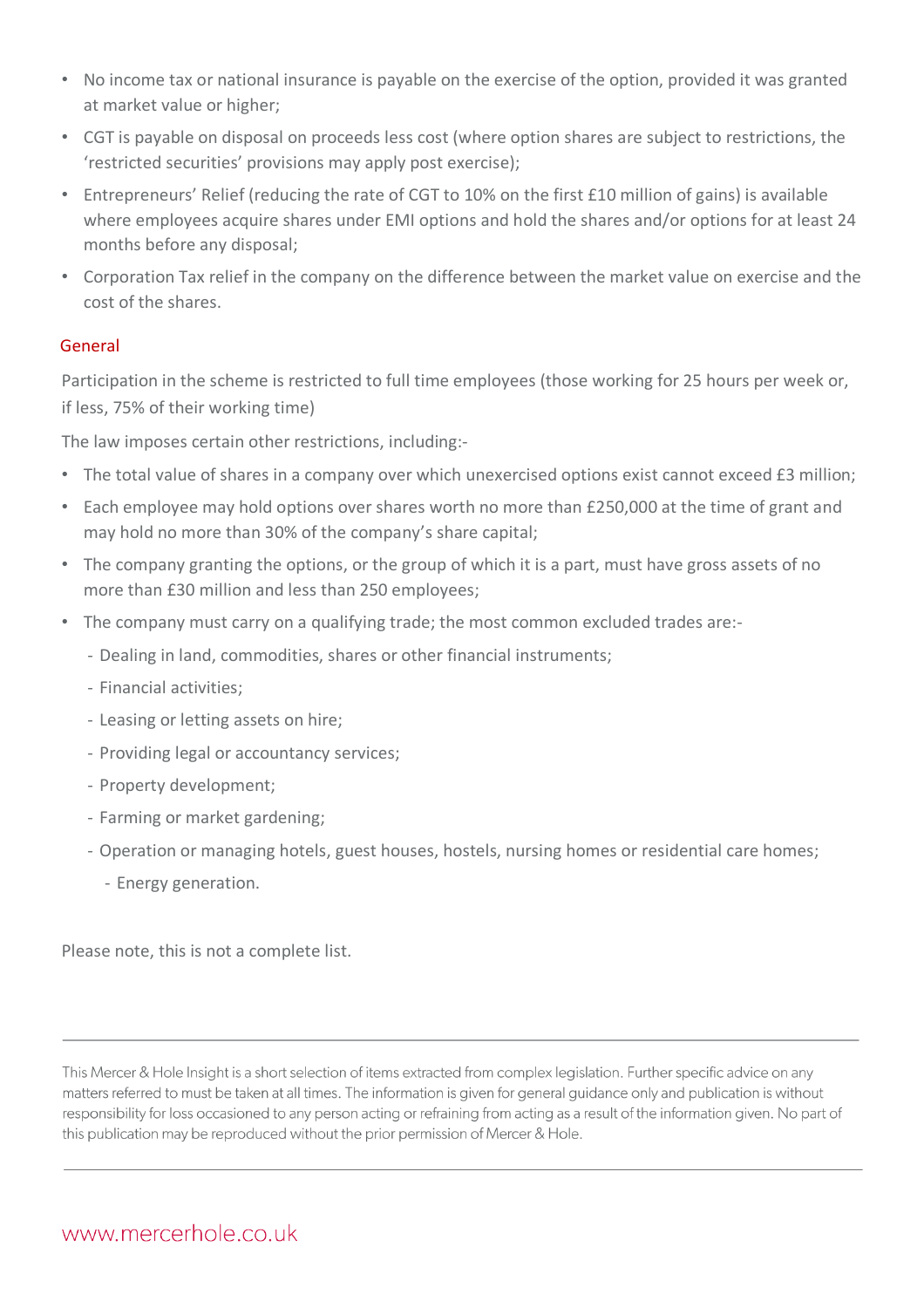- No income tax or national insurance is payable on the exercise of the option, provided it was granted at market value or higher;
- CGT is payable on disposal on proceeds less cost (where option shares are subject to restrictions, the 'restricted securities' provisions may apply post exercise);
- Entrepreneurs' Relief (reducing the rate of CGT to 10% on the first £10 million of gains) is available where employees acquire shares under EMI options and hold the shares and/or options for at least 24 months before any disposal;
- Corporation Tax relief in the company on the difference between the market value on exercise and the cost of the shares.

## General

Participation in the scheme is restricted to full time employees (those working for 25 hours per week or, if less, 75% of their working time)

The law imposes certain other restrictions, including:-

- The total value of shares in a company over which unexercised options exist cannot exceed £3 million;
- Each employee may hold options over shares worth no more than £250,000 at the time of grant and may hold no more than 30% of the company's share capital;
- The company granting the options, or the group of which it is a part, must have gross assets of no more than £30 million and less than 250 employees;
- The company must carry on a qualifying trade; the most common excluded trades are:-
  - Dealing in land, commodities, shares or other financial instruments;
  - Financial activities;
  - Leasing or letting assets on hire;
  - Providing legal or accountancy services;
  - Property development;
  - Farming or market gardening;
  - Operation or managing hotels, guest houses, hostels, nursing homes or residential care homes;
  - Energy generation.

Please note, this is not a complete list.

---

This Mercer & Hole Insight is a short selection of items extracted from complex legislation. Further specific advice on any matters referred to must be taken at all times. The information is given for general guidance only and publication is without responsibility for loss occasioned to any person acting or refraining from acting as a result of the information given. No part of this publication may be reproduced without the prior permission of Mercer & Hole.

---

www.mercerhole.co.uk